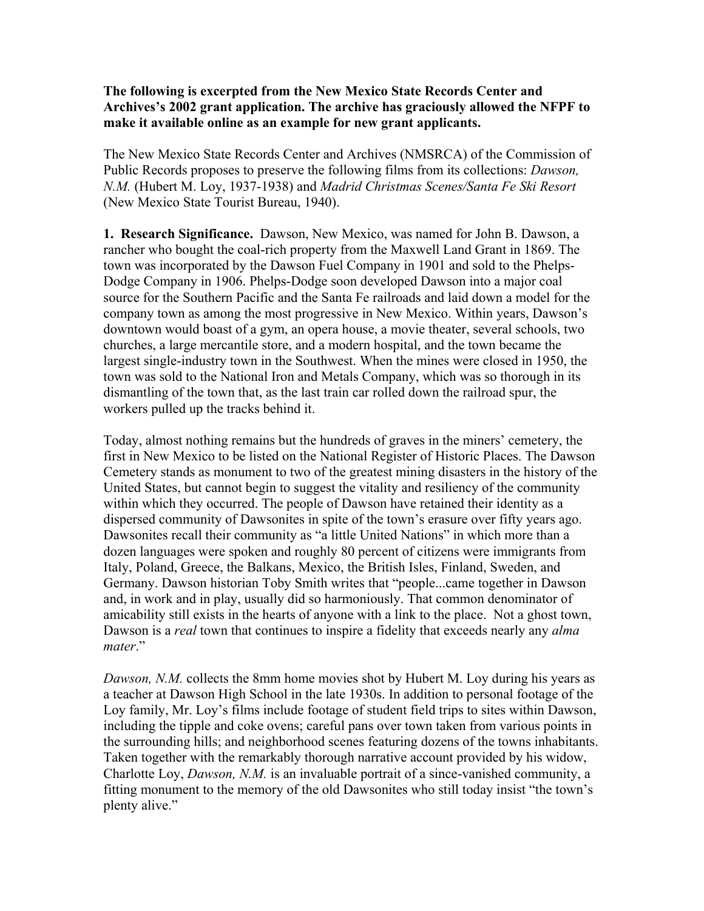**The following is excerpted from the New Mexico State Records Center and Archives's 2002 grant application. The archive has graciously allowed the NFPF to make it available online as an example for new grant applicants.**

The New Mexico State Records Center and Archives (NMSRCA) of the Commission of Public Records proposes to preserve the following films from its collections: *Dawson, N.M.* (Hubert M. Loy, 1937-1938) and *Madrid Christmas Scenes/Santa Fe Ski Resort* (New Mexico State Tourist Bureau, 1940).

**1. Research Significance.** Dawson, New Mexico, was named for John B. Dawson, a rancher who bought the coal-rich property from the Maxwell Land Grant in 1869. The town was incorporated by the Dawson Fuel Company in 1901 and sold to the Phelps-Dodge Company in 1906. Phelps-Dodge soon developed Dawson into a major coal source for the Southern Pacific and the Santa Fe railroads and laid down a model for the company town as among the most progressive in New Mexico. Within years, Dawson's downtown would boast of a gym, an opera house, a movie theater, several schools, two churches, a large mercantile store, and a modern hospital, and the town became the largest single-industry town in the Southwest. When the mines were closed in 1950, the town was sold to the National Iron and Metals Company, which was so thorough in its dismantling of the town that, as the last train car rolled down the railroad spur, the workers pulled up the tracks behind it.

Today, almost nothing remains but the hundreds of graves in the miners' cemetery, the first in New Mexico to be listed on the National Register of Historic Places. The Dawson Cemetery stands as monument to two of the greatest mining disasters in the history of the United States, but cannot begin to suggest the vitality and resiliency of the community within which they occurred. The people of Dawson have retained their identity as a dispersed community of Dawsonites in spite of the town's erasure over fifty years ago. Dawsonites recall their community as "a little United Nations" in which more than a dozen languages were spoken and roughly 80 percent of citizens were immigrants from Italy, Poland, Greece, the Balkans, Mexico, the British Isles, Finland, Sweden, and Germany. Dawson historian Toby Smith writes that "people...came together in Dawson and, in work and in play, usually did so harmoniously. That common denominator of amicability still exists in the hearts of anyone with a link to the place. Not a ghost town, Dawson is a *real* town that continues to inspire a fidelity that exceeds nearly any *alma mater*."

*Dawson, N.M.* collects the 8mm home movies shot by Hubert M. Loy during his years as a teacher at Dawson High School in the late 1930s. In addition to personal footage of the Loy family, Mr. Loy's films include footage of student field trips to sites within Dawson, including the tipple and coke ovens; careful pans over town taken from various points in the surrounding hills; and neighborhood scenes featuring dozens of the towns inhabitants. Taken together with the remarkably thorough narrative account provided by his widow, Charlotte Loy, *Dawson, N.M.* is an invaluable portrait of a since-vanished community, a fitting monument to the memory of the old Dawsonites who still today insist "the town's plenty alive."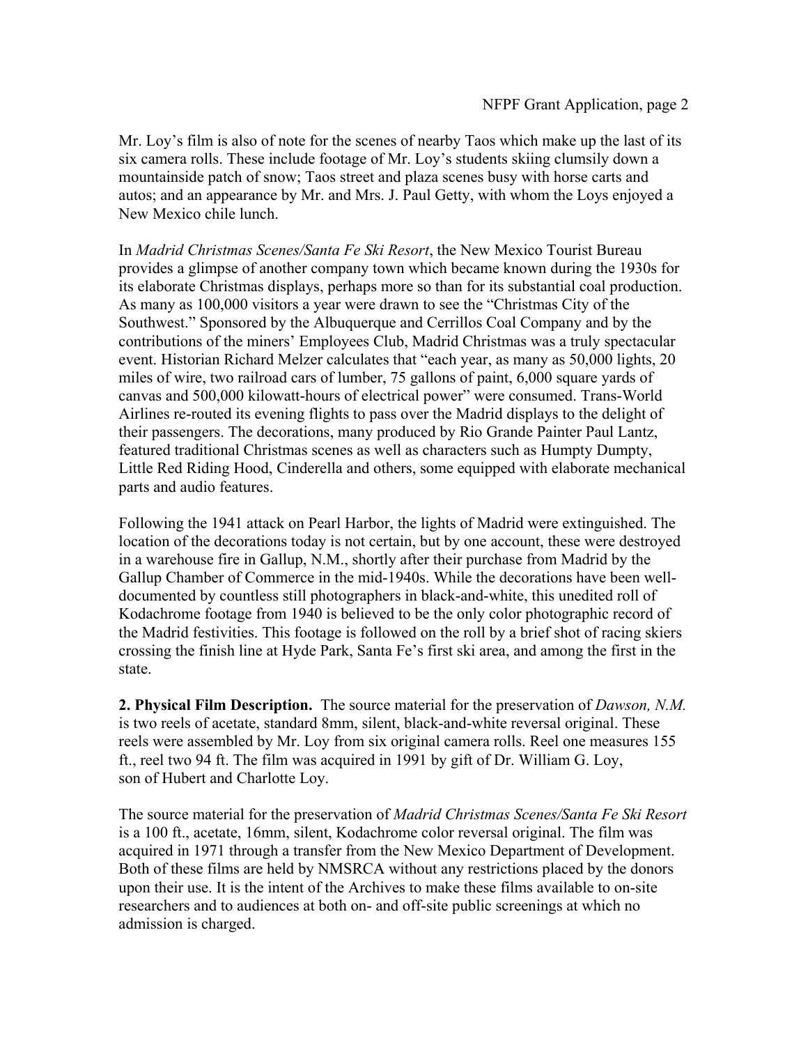Mr. Loy's film is also of note for the scenes of nearby Taos which make up the last of its six camera rolls. These include footage of Mr. Loy's students skiing clumsily down a mountainside patch of snow; Taos street and plaza scenes busy with horse carts and autos; and an appearance by Mr. and Mrs. J. Paul Getty, with whom the Loys enjoyed a New Mexico chile lunch.

In *Madrid Christmas Scenes/Santa Fe Ski Resort*, the New Mexico Tourist Bureau provides a glimpse of another company town which became known during the 1930s for its elaborate Christmas displays, perhaps more so than for its substantial coal production. As many as 100,000 visitors a year were drawn to see the "Christmas City of the Southwest." Sponsored by the Albuquerque and Cerrillos Coal Company and by the contributions of the miners' Employees Club, Madrid Christmas was a truly spectacular event. Historian Richard Melzer calculates that "each year, as many as 50,000 lights, 20 miles of wire, two railroad cars of lumber, 75 gallons of paint, 6,000 square yards of canvas and 500,000 kilowatt-hours of electrical power" were consumed. Trans-World Airlines re-routed its evening flights to pass over the Madrid displays to the delight of their passengers. The decorations, many produced by Rio Grande Painter Paul Lantz, featured traditional Christmas scenes as well as characters such as Humpty Dumpty, Little Red Riding Hood, Cinderella and others, some equipped with elaborate mechanical parts and audio features.

Following the 1941 attack on Pearl Harbor, the lights of Madrid were extinguished. The location of the decorations today is not certain, but by one account, these were destroyed in a warehouse fire in Gallup, N.M., shortly after their purchase from Madrid by the Gallup Chamber of Commerce in the mid-1940s. While the decorations have been well-documented by countless still photographers in black-and-white, this unedited roll of Kodachrome footage from 1940 is believed to be the only color photographic record of the Madrid festivities. This footage is followed on the roll by a brief shot of racing skiers crossing the finish line at Hyde Park, Santa Fe's first ski area, and among the first in the state.

**2. Physical Film Description.** The source material for the preservation of *Dawson, N.M.* is two reels of acetate, standard 8mm, silent, black-and-white reversal original. These reels were assembled by Mr. Loy from six original camera rolls. Reel one measures 155 ft., reel two 94 ft. The film was acquired in 1991 by gift of Dr. William G. Loy, son of Hubert and Charlotte Loy.

The source material for the preservation of *Madrid Christmas Scenes/Santa Fe Ski Resort* is a 100 ft., acetate, 16mm, silent, Kodachrome color reversal original. The film was acquired in 1971 through a transfer from the New Mexico Department of Development. Both of these films are held by NMSRCA without any restrictions placed by the donors upon their use. It is the intent of the Archives to make these films available to on-site researchers and to audiences at both on- and off-site public screenings at which no admission is charged.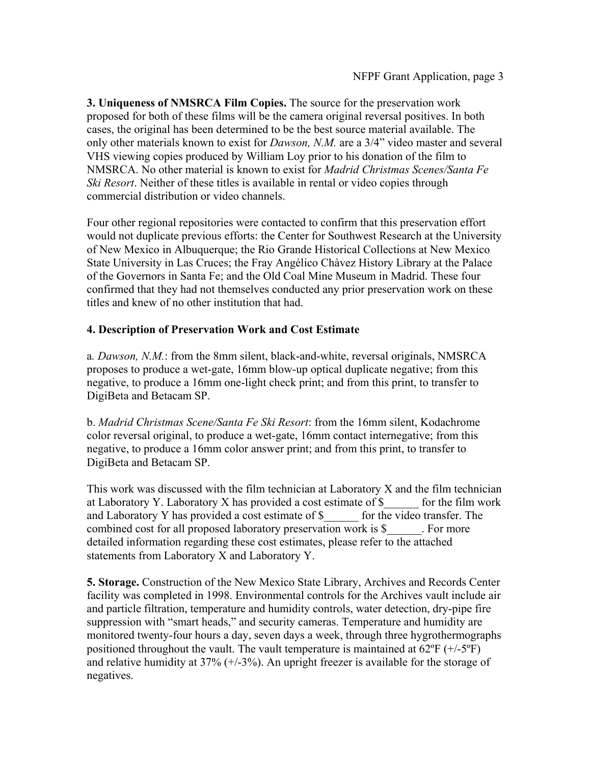**3. Uniqueness of NMSRCA Film Copies.** The source for the preservation work proposed for both of these films will be the camera original reversal positives. In both cases, the original has been determined to be the best source material available. The only other materials known to exist for *Dawson, N.M.* are a 3/4" video master and several VHS viewing copies produced by William Loy prior to his donation of the film to NMSRCA. No other material is known to exist for *Madrid Christmas Scenes/Santa Fe Ski Resort*. Neither of these titles is available in rental or video copies through commercial distribution or video channels.

Four other regional repositories were contacted to confirm that this preservation effort would not duplicate previous efforts: the Center for Southwest Research at the University of New Mexico in Albuquerque; the Rio Grande Historical Collections at New Mexico State University in Las Cruces; the Fray Angélico Chàvez History Library at the Palace of the Governors in Santa Fe; and the Old Coal Mine Museum in Madrid. These four confirmed that they had not themselves conducted any prior preservation work on these titles and knew of no other institution that had.

**4. Description of Preservation Work and Cost Estimate**

a. *Dawson, N.M.*: from the 8mm silent, black-and-white, reversal originals, NMSRCA proposes to produce a wet-gate, 16mm blow-up optical duplicate negative; from this negative, to produce a 16mm one-light check print; and from this print, to transfer to DigiBeta and Betacam SP.

b. *Madrid Christmas Scene/Santa Fe Ski Resort*: from the 16mm silent, Kodachrome color reversal original, to produce a wet-gate, 16mm contact internegative; from this negative, to produce a 16mm color answer print; and from this print, to transfer to DigiBeta and Betacam SP.

This work was discussed with the film technician at Laboratory X and the film technician at Laboratory Y. Laboratory X has provided a cost estimate of $______ for the film work and Laboratory Y has provided a cost estimate of $______ for the video transfer. The combined cost for all proposed laboratory preservation work is $______. For more detailed information regarding these cost estimates, please refer to the attached statements from Laboratory X and Laboratory Y.

**5. Storage.** Construction of the New Mexico State Library, Archives and Records Center facility was completed in 1998. Environmental controls for the Archives vault include air and particle filtration, temperature and humidity controls, water detection, dry-pipe fire suppression with "smart heads," and security cameras. Temperature and humidity are monitored twenty-four hours a day, seven days a week, through three hygrothermographs positioned throughout the vault. The vault temperature is maintained at 62ºF (+/-5ºF) and relative humidity at 37% (+/-3%). An upright freezer is available for the storage of negatives.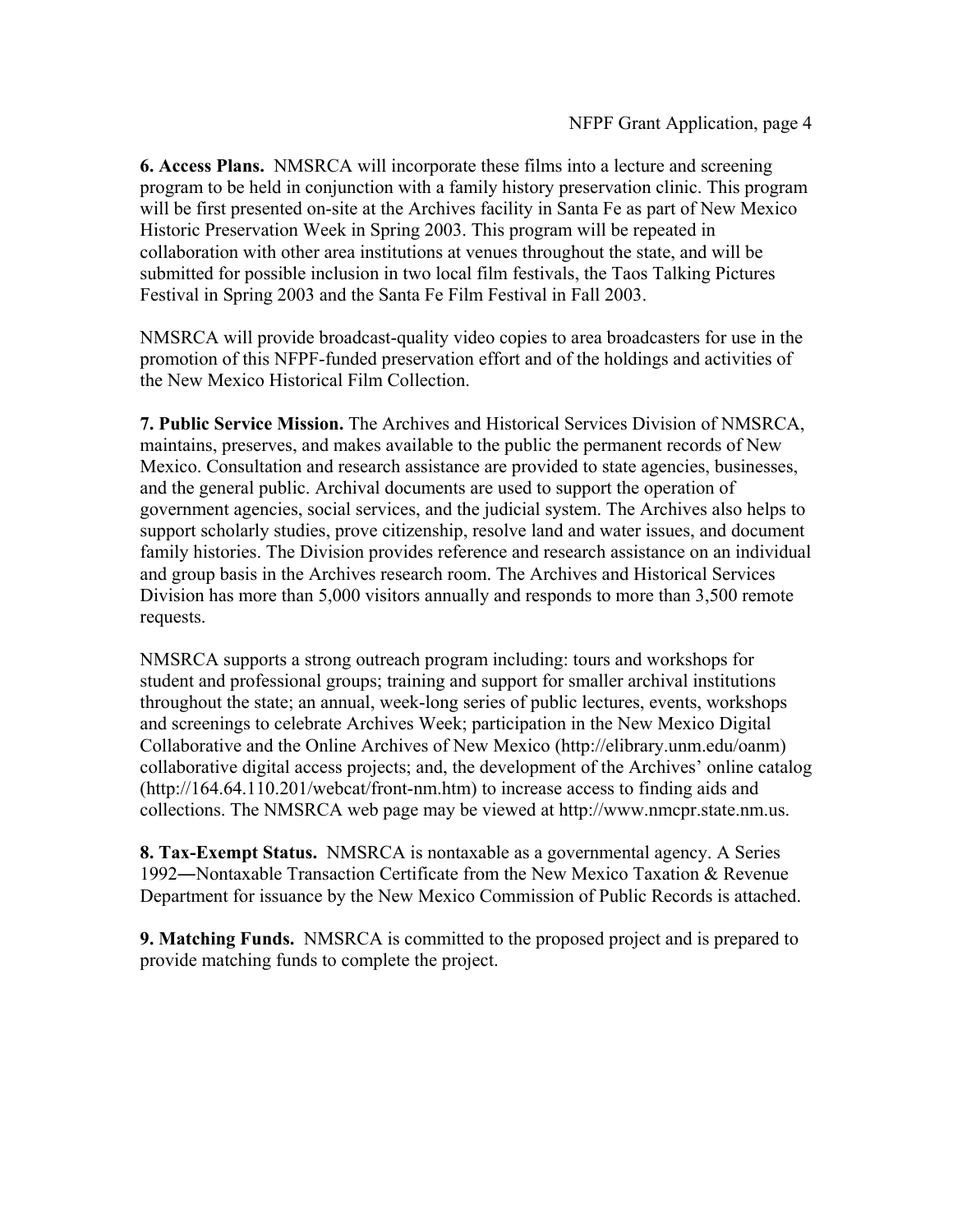**6. Access Plans.** NMSRCA will incorporate these films into a lecture and screening program to be held in conjunction with a family history preservation clinic. This program will be first presented on-site at the Archives facility in Santa Fe as part of New Mexico Historic Preservation Week in Spring 2003. This program will be repeated in collaboration with other area institutions at venues throughout the state, and will be submitted for possible inclusion in two local film festivals, the Taos Talking Pictures Festival in Spring 2003 and the Santa Fe Film Festival in Fall 2003.

NMSRCA will provide broadcast-quality video copies to area broadcasters for use in the promotion of this NFPF-funded preservation effort and of the holdings and activities of the New Mexico Historical Film Collection.

**7. Public Service Mission.** The Archives and Historical Services Division of NMSRCA, maintains, preserves, and makes available to the public the permanent records of New Mexico. Consultation and research assistance are provided to state agencies, businesses, and the general public. Archival documents are used to support the operation of government agencies, social services, and the judicial system. The Archives also helps to support scholarly studies, prove citizenship, resolve land and water issues, and document family histories. The Division provides reference and research assistance on an individual and group basis in the Archives research room. The Archives and Historical Services Division has more than 5,000 visitors annually and responds to more than 3,500 remote requests.

NMSRCA supports a strong outreach program including: tours and workshops for student and professional groups; training and support for smaller archival institutions throughout the state; an annual, week-long series of public lectures, events, workshops and screenings to celebrate Archives Week; participation in the New Mexico Digital Collaborative and the Online Archives of New Mexico (http://elibrary.unm.edu/oanm) collaborative digital access projects; and, the development of the Archives' online catalog (http://164.64.110.201/webcat/front-nm.htm) to increase access to finding aids and collections. The NMSRCA web page may be viewed at http://www.nmcpr.state.nm.us.

**8. Tax-Exempt Status.** NMSRCA is nontaxable as a governmental agency. A Series 1992―Nontaxable Transaction Certificate from the New Mexico Taxation & Revenue Department for issuance by the New Mexico Commission of Public Records is attached.

**9. Matching Funds.** NMSRCA is committed to the proposed project and is prepared to provide matching funds to complete the project.